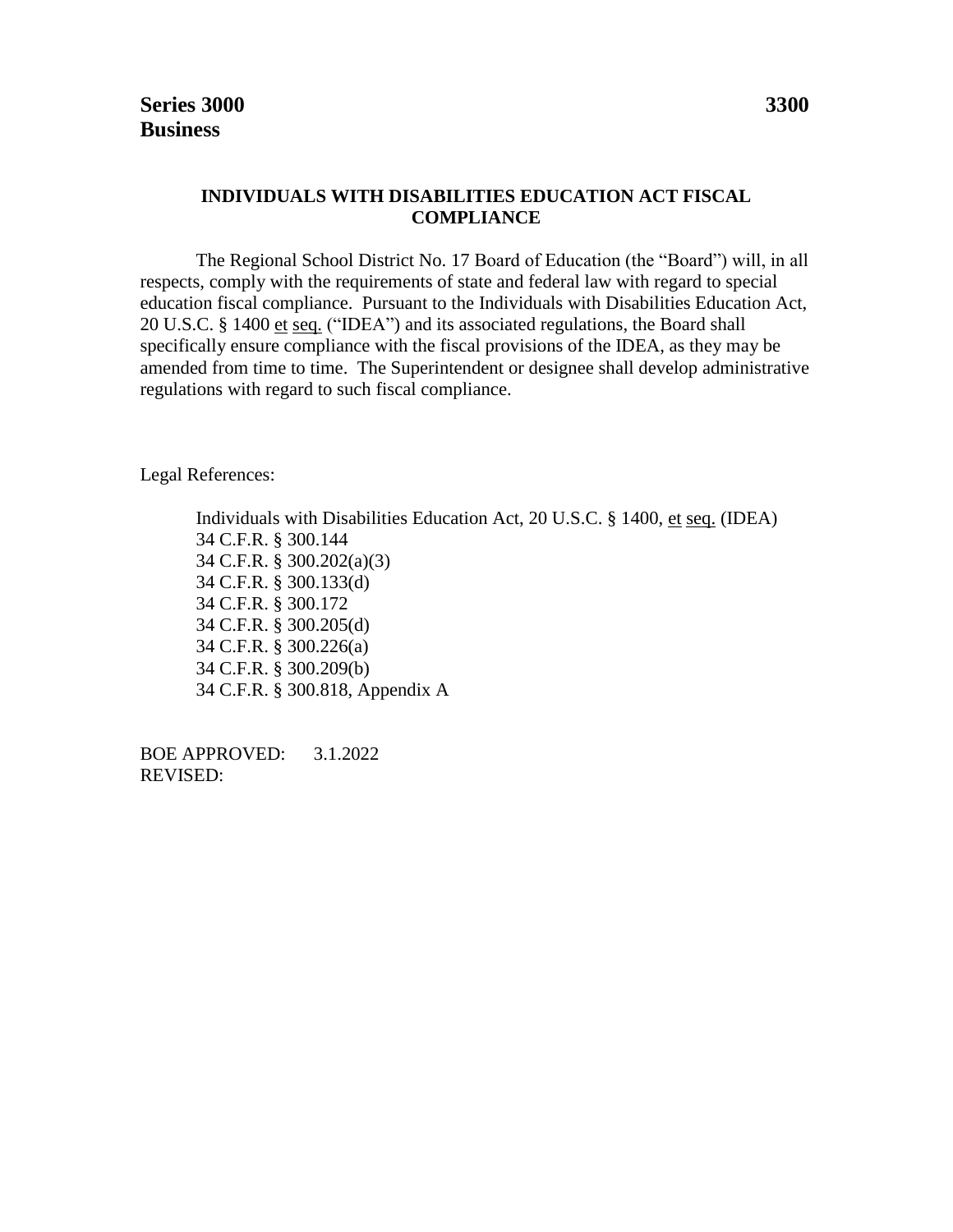**Series 3000** **3300**
**Business**

## INDIVIDUALS WITH DISABILITIES EDUCATION ACT FISCAL COMPLIANCE

The Regional School District No. 17 Board of Education (the "Board") will, in all respects, comply with the requirements of state and federal law with regard to special education fiscal compliance. Pursuant to the Individuals with Disabilities Education Act, 20 U.S.C. § 1400 et seq. ("IDEA") and its associated regulations, the Board shall specifically ensure compliance with the fiscal provisions of the IDEA, as they may be amended from time to time. The Superintendent or designee shall develop administrative regulations with regard to such fiscal compliance.

Legal References:

Individuals with Disabilities Education Act, 20 U.S.C. § 1400, et seq. (IDEA)
34 C.F.R. § 300.144
34 C.F.R. § 300.202(a)(3)
34 C.F.R. § 300.133(d)
34 C.F.R. § 300.172
34 C.F.R. § 300.205(d)
34 C.F.R. § 300.226(a)
34 C.F.R. § 300.209(b)
34 C.F.R. § 300.818, Appendix A

BOE APPROVED: 3.1.2022
REVISED: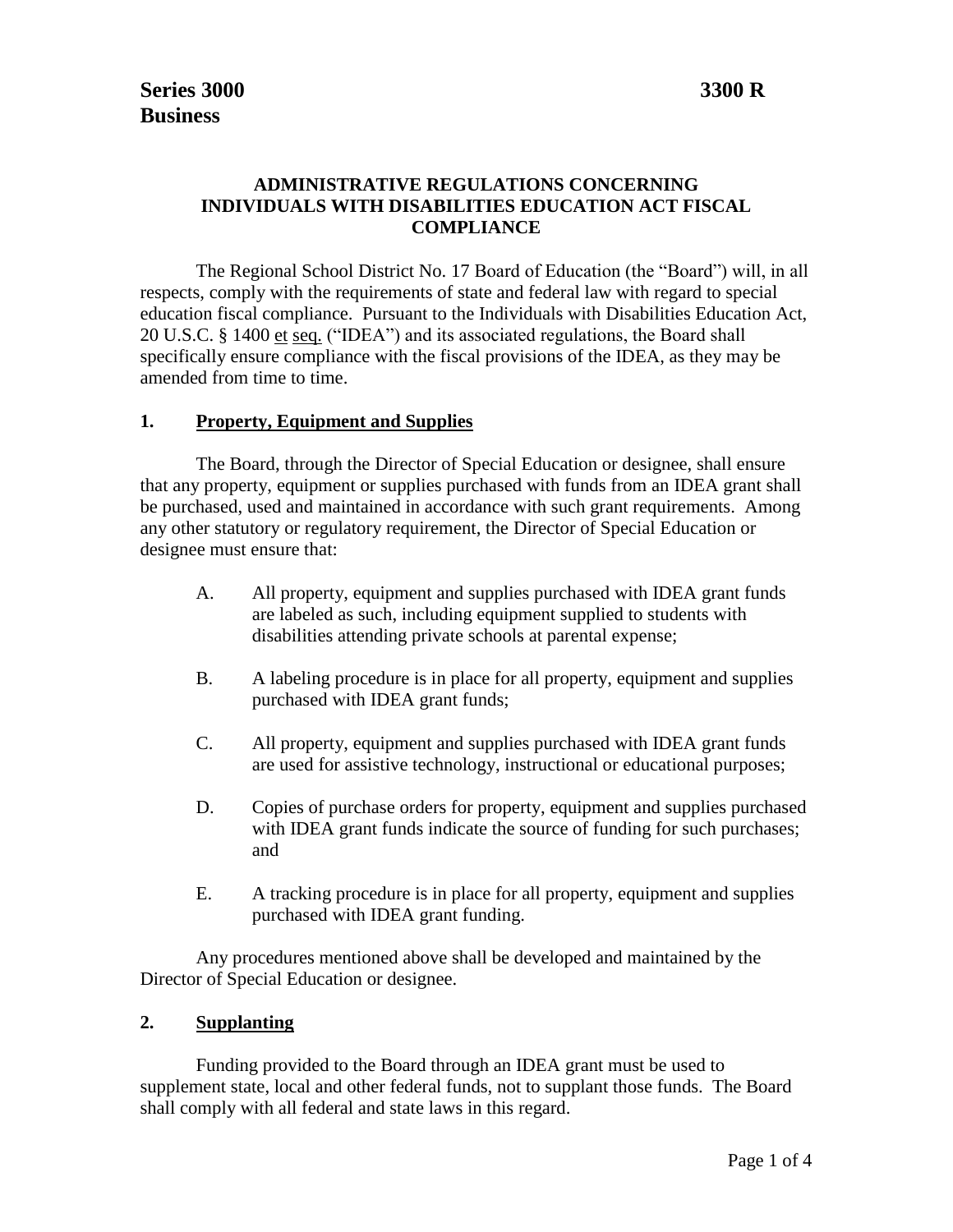**Series 3000**
**Business**

**3300 R**

# ADMINISTRATIVE REGULATIONS CONCERNING INDIVIDUALS WITH DISABILITIES EDUCATION ACT FISCAL COMPLIANCE

The Regional School District No. 17 Board of Education (the "Board") will, in all respects, comply with the requirements of state and federal law with regard to special education fiscal compliance. Pursuant to the Individuals with Disabilities Education Act, 20 U.S.C. § 1400 et seq. ("IDEA") and its associated regulations, the Board shall specifically ensure compliance with the fiscal provisions of the IDEA, as they may be amended from time to time.

## 1. Property, Equipment and Supplies

The Board, through the Director of Special Education or designee, shall ensure that any property, equipment or supplies purchased with funds from an IDEA grant shall be purchased, used and maintained in accordance with such grant requirements. Among any other statutory or regulatory requirement, the Director of Special Education or designee must ensure that:

A. All property, equipment and supplies purchased with IDEA grant funds are labeled as such, including equipment supplied to students with disabilities attending private schools at parental expense;

B. A labeling procedure is in place for all property, equipment and supplies purchased with IDEA grant funds;

C. All property, equipment and supplies purchased with IDEA grant funds are used for assistive technology, instructional or educational purposes;

D. Copies of purchase orders for property, equipment and supplies purchased with IDEA grant funds indicate the source of funding for such purchases; and

E. A tracking procedure is in place for all property, equipment and supplies purchased with IDEA grant funding.

Any procedures mentioned above shall be developed and maintained by the Director of Special Education or designee.

## 2. Supplanting

Funding provided to the Board through an IDEA grant must be used to supplement state, local and other federal funds, not to supplant those funds. The Board shall comply with all federal and state laws in this regard.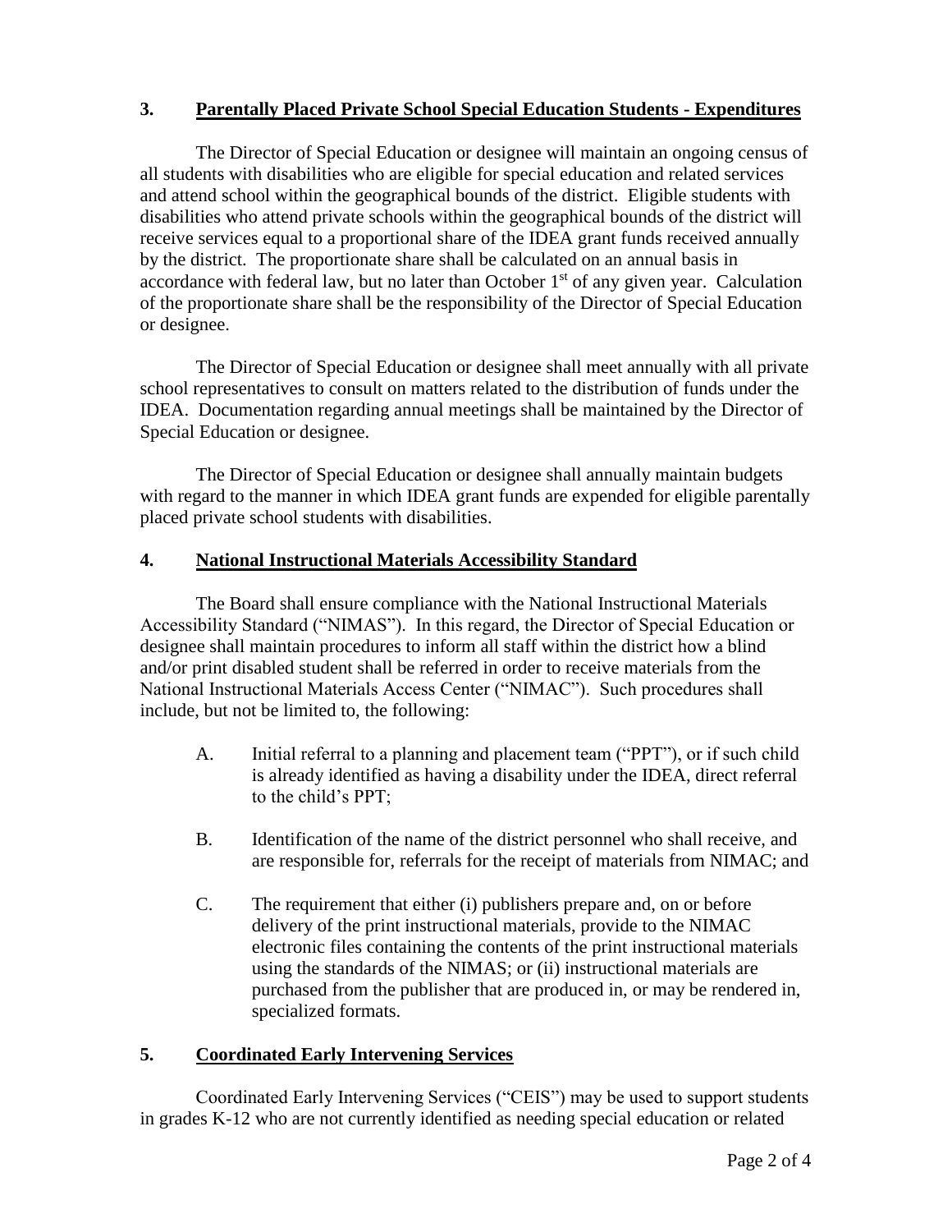## 3. **Parentally Placed Private School Special Education Students - Expenditures**

The Director of Special Education or designee will maintain an ongoing census of all students with disabilities who are eligible for special education and related services and attend school within the geographical bounds of the district. Eligible students with disabilities who attend private schools within the geographical bounds of the district will receive services equal to a proportional share of the IDEA grant funds received annually by the district. The proportionate share shall be calculated on an annual basis in accordance with federal law, but no later than October 1st of any given year. Calculation of the proportionate share shall be the responsibility of the Director of Special Education or designee.

The Director of Special Education or designee shall meet annually with all private school representatives to consult on matters related to the distribution of funds under the IDEA. Documentation regarding annual meetings shall be maintained by the Director of Special Education or designee.

The Director of Special Education or designee shall annually maintain budgets with regard to the manner in which IDEA grant funds are expended for eligible parentally placed private school students with disabilities.

## 4. **National Instructional Materials Accessibility Standard**

The Board shall ensure compliance with the National Instructional Materials Accessibility Standard ("NIMAS"). In this regard, the Director of Special Education or designee shall maintain procedures to inform all staff within the district how a blind and/or print disabled student shall be referred in order to receive materials from the National Instructional Materials Access Center ("NIMAC"). Such procedures shall include, but not be limited to, the following:

A. Initial referral to a planning and placement team ("PPT"), or if such child is already identified as having a disability under the IDEA, direct referral to the child's PPT;

B. Identification of the name of the district personnel who shall receive, and are responsible for, referrals for the receipt of materials from NIMAC; and

C. The requirement that either (i) publishers prepare and, on or before delivery of the print instructional materials, provide to the NIMAC electronic files containing the contents of the print instructional materials using the standards of the NIMAS; or (ii) instructional materials are purchased from the publisher that are produced in, or may be rendered in, specialized formats.

## 5. **Coordinated Early Intervening Services**

Coordinated Early Intervening Services ("CEIS") may be used to support students in grades K-12 who are not currently identified as needing special education or related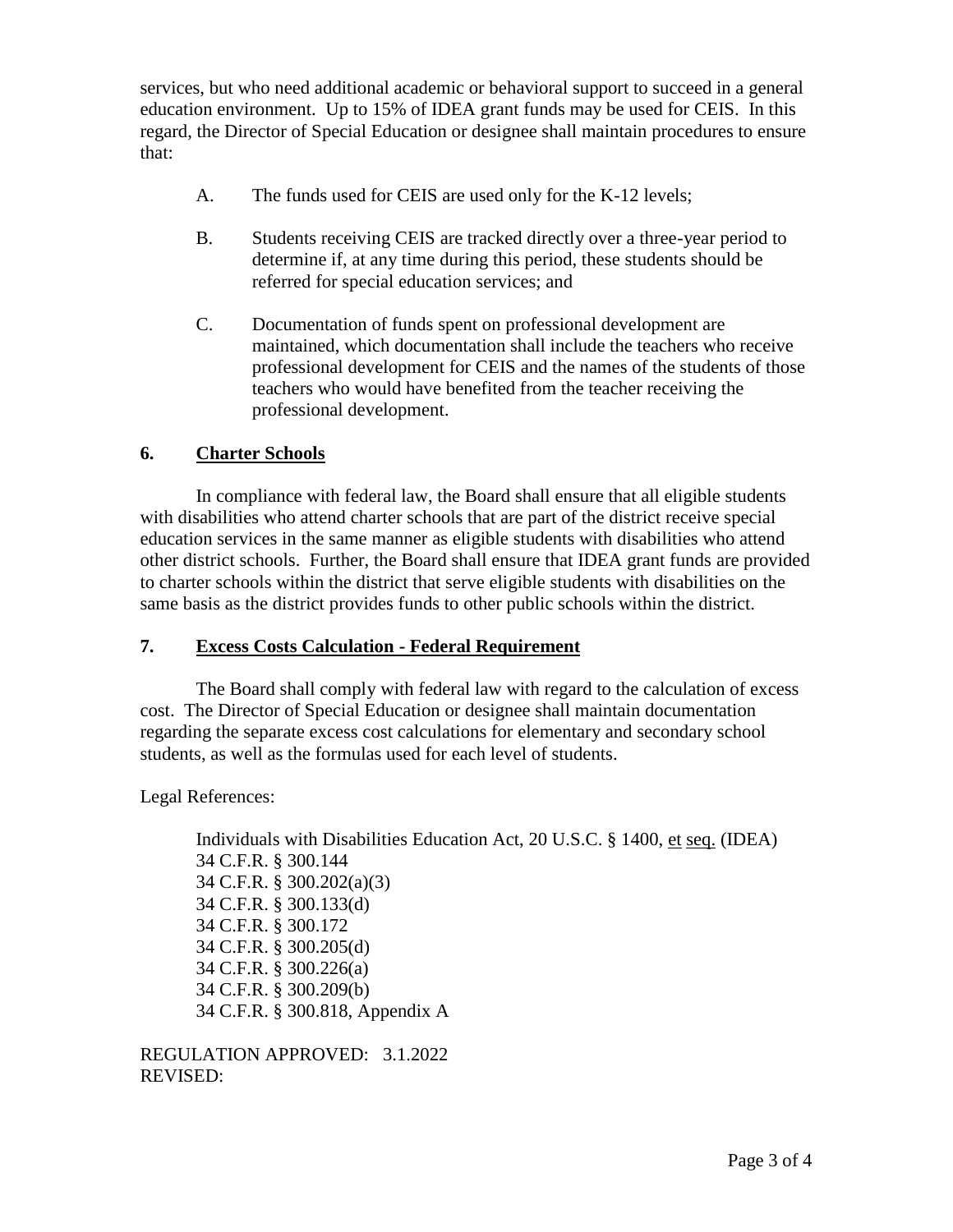services, but who need additional academic or behavioral support to succeed in a general education environment. Up to 15% of IDEA grant funds may be used for CEIS. In this regard, the Director of Special Education or designee shall maintain procedures to ensure that:

A. The funds used for CEIS are used only for the K-12 levels;

B. Students receiving CEIS are tracked directly over a three-year period to determine if, at any time during this period, these students should be referred for special education services; and

C. Documentation of funds spent on professional development are maintained, which documentation shall include the teachers who receive professional development for CEIS and the names of the students of those teachers who would have benefited from the teacher receiving the professional development.

## 6. Charter Schools

In compliance with federal law, the Board shall ensure that all eligible students with disabilities who attend charter schools that are part of the district receive special education services in the same manner as eligible students with disabilities who attend other district schools. Further, the Board shall ensure that IDEA grant funds are provided to charter schools within the district that serve eligible students with disabilities on the same basis as the district provides funds to other public schools within the district.

## 7. Excess Costs Calculation - Federal Requirement

The Board shall comply with federal law with regard to the calculation of excess cost. The Director of Special Education or designee shall maintain documentation regarding the separate excess cost calculations for elementary and secondary school students, as well as the formulas used for each level of students.

Legal References:

Individuals with Disabilities Education Act, 20 U.S.C. § 1400, et seq. (IDEA)
34 C.F.R. § 300.144
34 C.F.R. § 300.202(a)(3)
34 C.F.R. § 300.133(d)
34 C.F.R. § 300.172
34 C.F.R. § 300.205(d)
34 C.F.R. § 300.226(a)
34 C.F.R. § 300.209(b)
34 C.F.R. § 300.818, Appendix A

REGULATION APPROVED: 3.1.2022
REVISED: